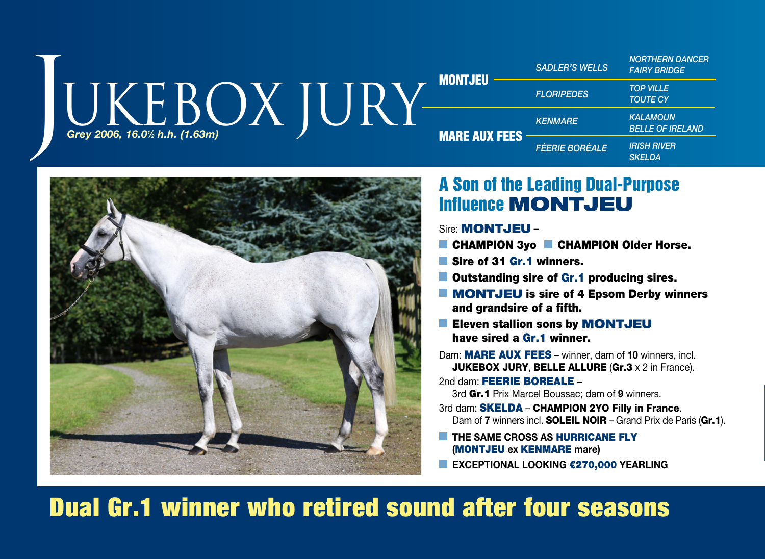# JUKEBOX JURY

*Grey 2006, 16.0½ h.h. (1.63m)*

| | | |
|---|---|---|
| **MONTJEU** | *SADLER'S WELLS* | *NORTHERN DANCER* *FAIRY BRIDGE* |
| | *FLORIPEDES* | *TOP VILLE* *TOUTE CY* |
| **MARE AUX FEES** | *KENMARE* | *KALAMOUN* *BELLE OF IRELAND* |
| | *FÉERIE BORÉALE* | *IRISH RIVER* *SKELDA* |

## A Son of the Leading Dual-Purpose Influence MONTJEU

Sire: **MONTJEU** –

- **CHAMPION 3yo**
- **CHAMPION Older Horse.**
- **Sire of 31 Gr.1 winners.**
- **Outstanding sire of Gr.1 producing sires.**
- **MONTJEU is sire of 4 Epsom Derby winners and grandsire of a fifth.**
- **Eleven stallion sons by MONTJEU have sired a Gr.1 winner.**

Dam: **MARE AUX FEES** – winner, dam of **10** winners, incl. **JUKEBOX JURY**, **BELLE ALLURE** (**Gr.3** x 2 in France).

2nd dam: **FEERIE BOREALE** – 3rd **Gr.1** Prix Marcel Boussac; dam of **9** winners.

3rd dam: **SKELDA** – **CHAMPION 2YO Filly in France**. Dam of **7** winners incl. **SOLEIL NOIR** – Grand Prix de Paris (**Gr.1**).

- **THE SAME CROSS AS HURRICANE FLY (MONTJEU ex KENMARE mare)**
- **EXCEPTIONAL LOOKING €270,000 YEARLING**

## Dual Gr.1 winner who retired sound after four seasons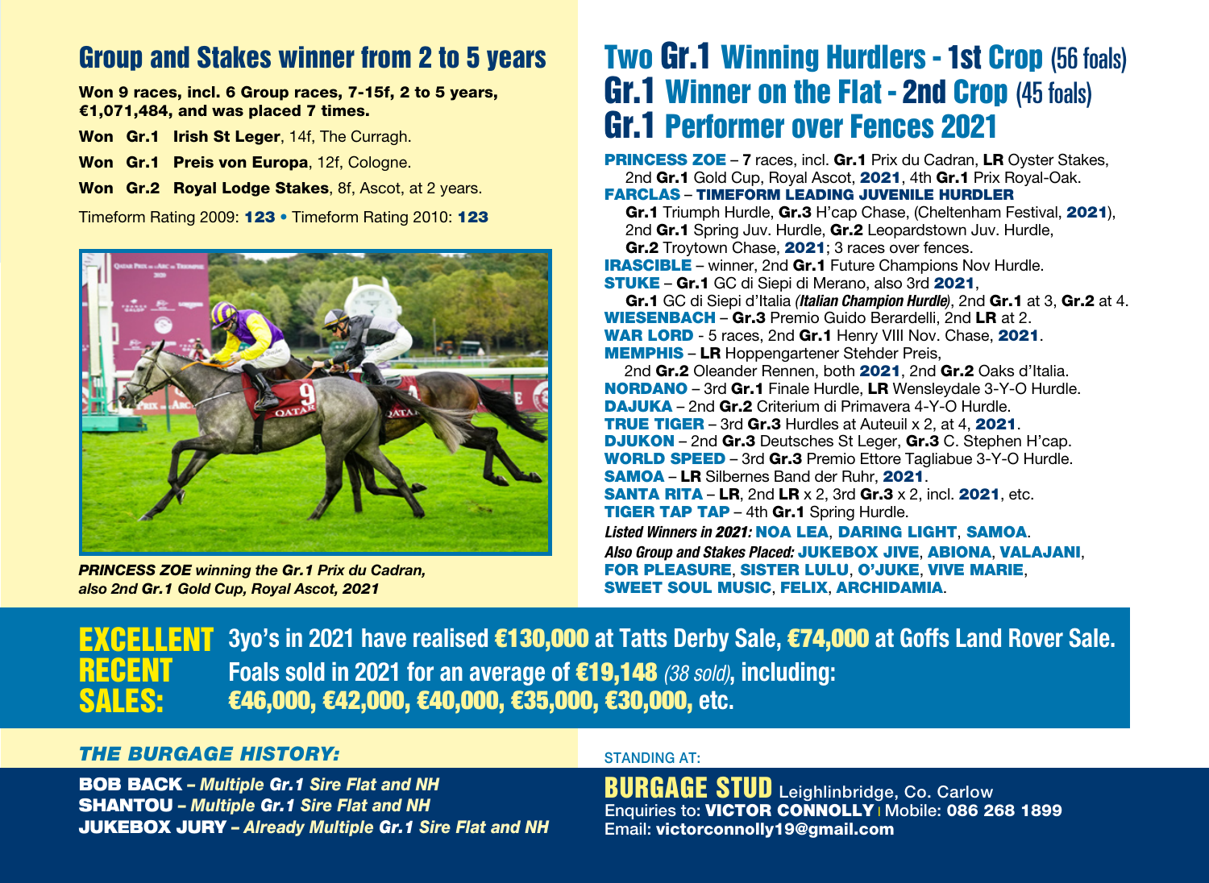## Group and Stakes winner from 2 to 5 years

**Won 9 races, incl. 6 Group races, 7-15f, 2 to 5 years, €1,071,484, and was placed 7 times.**

**Won Gr.1 Irish St Leger**, 14f, The Curragh.

**Won Gr.1 Preis von Europa**, 12f, Cologne.

**Won Gr.2 Royal Lodge Stakes**, 8f, Ascot, at 2 years.

Timeform Rating 2009: **123** • Timeform Rating 2010: **123**

***PRINCESS ZOE** winning the **Gr.1** Prix du Cadran, also 2nd **Gr.1** Gold Cup, Royal Ascot, 2021*

## Two Gr.1 Winning Hurdlers - 1st Crop (56 foals)
## Gr.1 Winner on the Flat - 2nd Crop (45 foals)
## Gr.1 Performer over Fences 2021

**PRINCESS ZOE** – 7 races, incl. **Gr.1** Prix du Cadran, **LR** Oyster Stakes, 2nd **Gr.1** Gold Cup, Royal Ascot, **2021**, 4th **Gr.1** Prix Royal-Oak.

**FARCLAS** – **TIMEFORM LEADING JUVENILE HURDLER**
**Gr.1** Triumph Hurdle, **Gr.3** H'cap Chase, (Cheltenham Festival, **2021**), 2nd **Gr.1** Spring Juv. Hurdle, **Gr.2** Leopardstown Juv. Hurdle, **Gr.2** Troytown Chase, **2021**; 3 races over fences.

**IRASCIBLE** – winner, 2nd **Gr.1** Future Champions Nov Hurdle.

**STUKE** – **Gr.1** GC di Siepi di Merano, also 3rd **2021**, **Gr.1** GC di Siepi d'Italia *(Italian Champion Hurdle)*, 2nd **Gr.1** at 3, **Gr.2** at 4.

**WIESENBACH** – **Gr.3** Premio Guido Berardelli, 2nd **LR** at 2.

**WAR LORD** - 5 races, 2nd **Gr.1** Henry VIII Nov. Chase, **2021**.

**MEMPHIS** – **LR** Hoppengartener Stehder Preis, 2nd **Gr.2** Oleander Rennen, both **2021**, 2nd **Gr.2** Oaks d'Italia.

**NORDANO** – 3rd **Gr.1** Finale Hurdle, **LR** Wensleydale 3-Y-O Hurdle.

**DAJUKA** – 2nd **Gr.2** Criterium di Primavera 4-Y-O Hurdle.

**TRUE TIGER** – 3rd **Gr.3** Hurdles at Auteuil x 2, at 4, **2021**.

**DJUKON** – 2nd **Gr.3** Deutsches St Leger, **Gr.3** C. Stephen H'cap.

**WORLD SPEED** – 3rd **Gr.3** Premio Ettore Tagliabue 3-Y-O Hurdle.

**SAMOA** – **LR** Silbernes Band der Ruhr, **2021**.

**SANTA RITA** – **LR**, 2nd **LR** x 2, 3rd **Gr.3** x 2, incl. **2021**, etc.

**TIGER TAP TAP** – 4th **Gr.1** Spring Hurdle.

*Listed Winners in 2021:* **NOA LEA**, **DARING LIGHT**, **SAMOA**.

*Also Group and Stakes Placed:* **JUKEBOX JIVE**, **ABIONA**, **VALAJANI**, **FOR PLEASURE**, **SISTER LULU**, **O'JUKE**, **VIVE MARIE**, **SWEET SOUL MUSIC**, **FELIX**, **ARCHIDAMIA**.

**EXCELLENT RECENT SALES:** 3yo's in 2021 have realised **€130,000** at Tatts Derby Sale, **€74,000** at Goffs Land Rover Sale. Foals sold in 2021 for an average of **€19,148** *(38 sold)*, including: **€46,000, €42,000, €40,000, €35,000, €30,000,** etc.

### *THE BURGAGE HISTORY:*

**BOB BACK** – *Multiple Gr.1 Sire Flat and NH*
**SHANTOU** – *Multiple Gr.1 Sire Flat and NH*
**JUKEBOX JURY** – *Already Multiple Gr.1 Sire Flat and NH*

STANDING AT:

**BURGAGE STUD** Leighlinbridge, Co. Carlow
Enquiries to: **VICTOR CONNOLLY** | Mobile: **086 268 1899**
Email: **victorconnolly19@gmail.com**